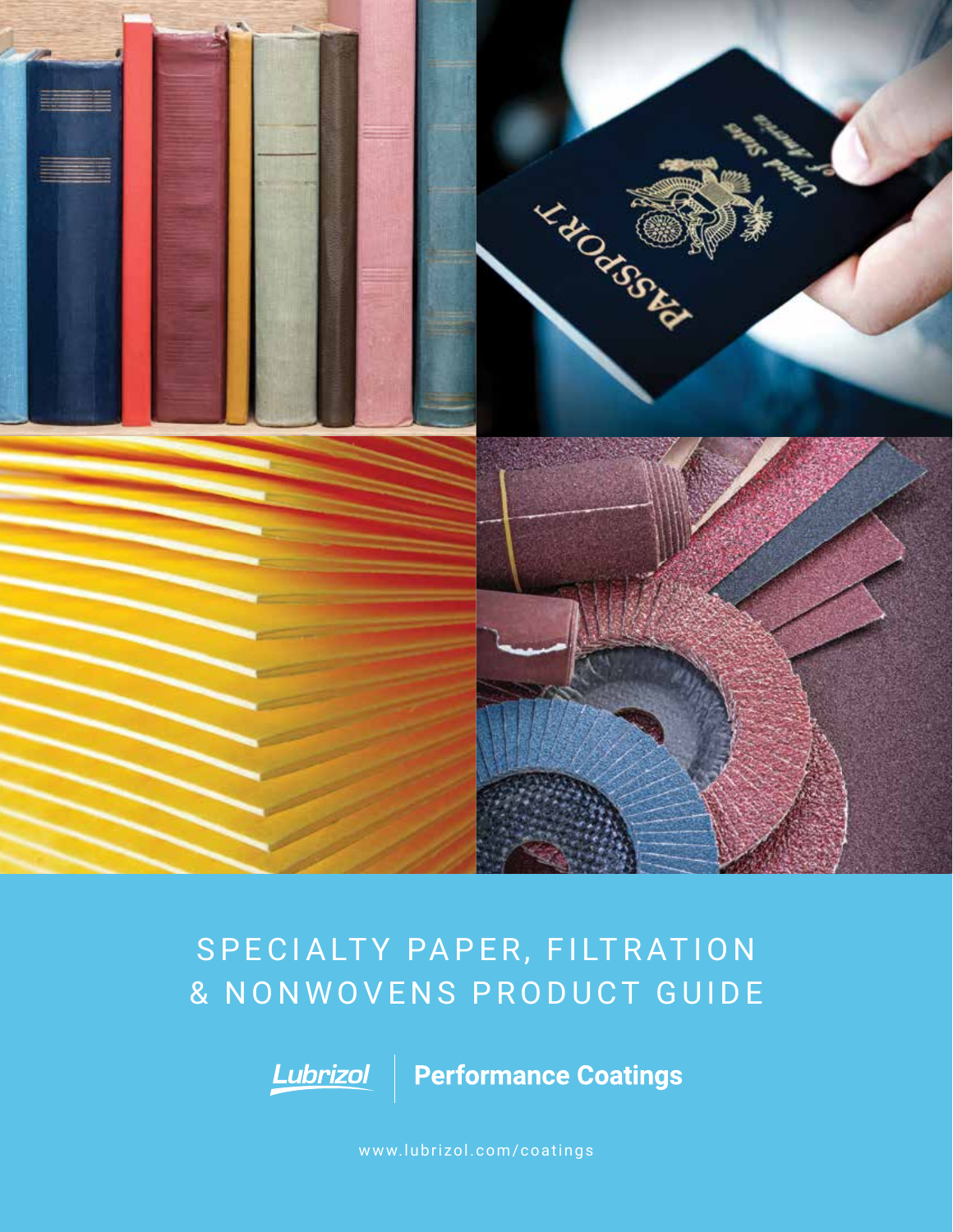# SPECIALTY PAPER, FILTRATION & NONWOVENS PRODUCT GUIDE

Lubrizol | Performance Coatings

www.lubrizol.com/coatings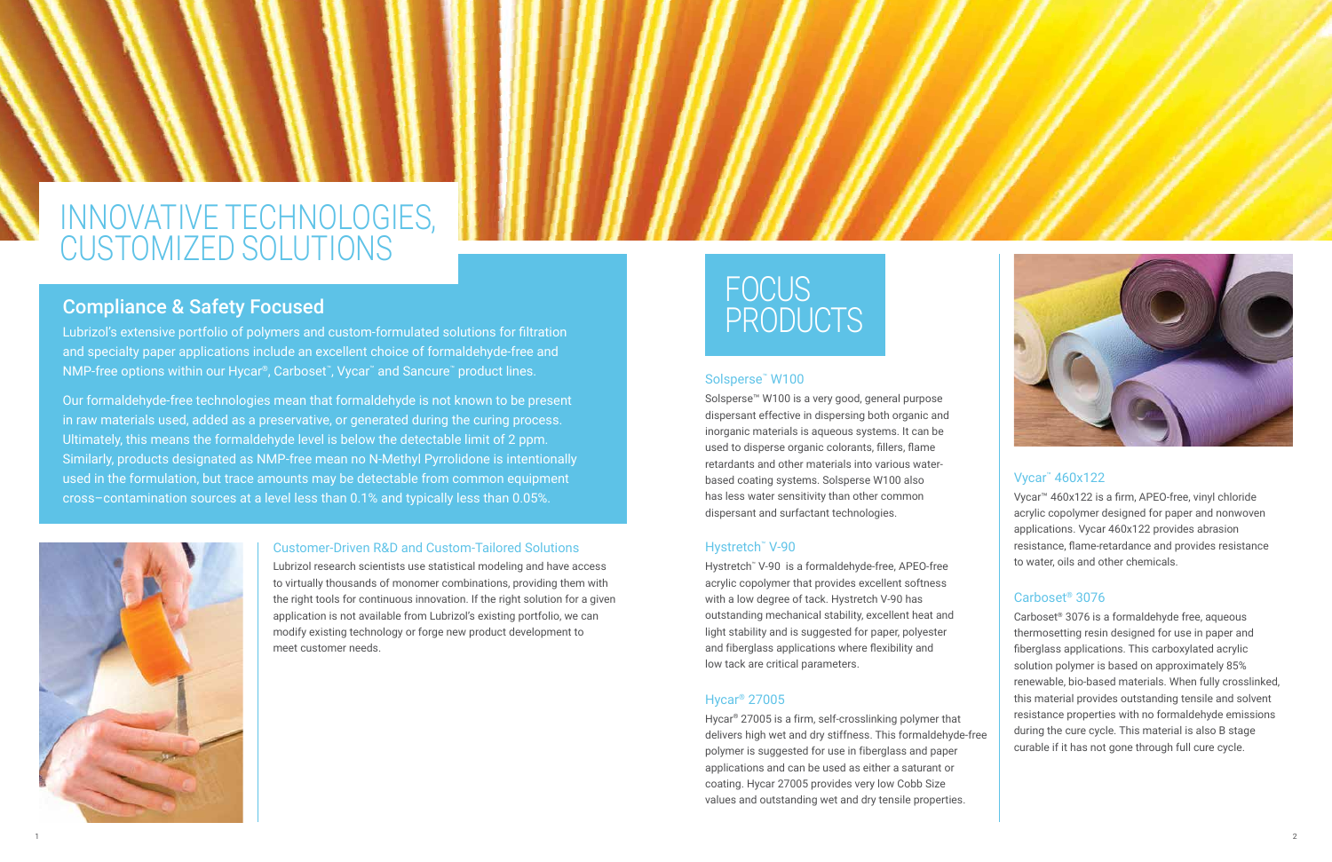# INNOVATIVE TECHNOLOGIES, CUSTOMIZED SOLUTIONS

## Compliance & Safety Focused

Lubrizol's extensive portfolio of polymers and custom-formulated solutions for filtration and specialty paper applications include an excellent choice of formaldehyde-free and NMP-free options within our Hycar®, Carboset™, Vycar™ and Sancure™ product lines.

Our formaldehyde-free technologies mean that formaldehyde is not known to be present in raw materials used, added as a preservative, or generated during the curing process. Ultimately, this means the formaldehyde level is below the detectable limit of 2 ppm. Similarly, products designated as NMP-free mean no N-Methyl Pyrrolidone is intentionally used in the formulation, but trace amounts may be detectable from common equipment cross–contamination sources at a level less than 0.1% and typically less than 0.05%.

### Customer-Driven R&D and Custom-Tailored Solutions

Lubrizol research scientists use statistical modeling and have access to virtually thousands of monomer combinations, providing them with the right tools for continuous innovation. If the right solution for a given application is not available from Lubrizol's existing portfolio, we can modify existing technology or forge new product development to meet customer needs.

# FOCUS PRODUCTS

### Solsperse™ W100

Solsperse™ W100 is a very good, general purpose dispersant effective in dispersing both organic and inorganic materials is aqueous systems. It can be used to disperse organic colorants, fillers, flame retardants and other materials into various water-based coating systems. Solsperse W100 also has less water sensitivity than other common dispersant and surfactant technologies.

### Hystretch™ V-90

Hystretch™ V-90 is a formaldehyde-free, APEO-free acrylic copolymer that provides excellent softness with a low degree of tack. Hystretch V-90 has outstanding mechanical stability, excellent heat and light stability and is suggested for paper, polyester and fiberglass applications where flexibility and low tack are critical parameters.

### Hycar® 27005

Hycar® 27005 is a firm, self-crosslinking polymer that delivers high wet and dry stiffness. This formaldehyde-free polymer is suggested for use in fiberglass and paper applications and can be used as either a saturant or coating. Hycar 27005 provides very low Cobb Size values and outstanding wet and dry tensile properties.

### Vycar™ 460x122

Vycar™ 460x122 is a firm, APEO-free, vinyl chloride acrylic copolymer designed for paper and nonwoven applications. Vycar 460x122 provides abrasion resistance, flame-retardance and provides resistance to water, oils and other chemicals.

### Carboset® 3076

Carboset® 3076 is a formaldehyde free, aqueous thermosetting resin designed for use in paper and fiberglass applications. This carboxylated acrylic solution polymer is based on approximately 85% renewable, bio-based materials. When fully crosslinked, this material provides outstanding tensile and solvent resistance properties with no formaldehyde emissions during the cure cycle. This material is also B stage curable if it has not gone through full cure cycle.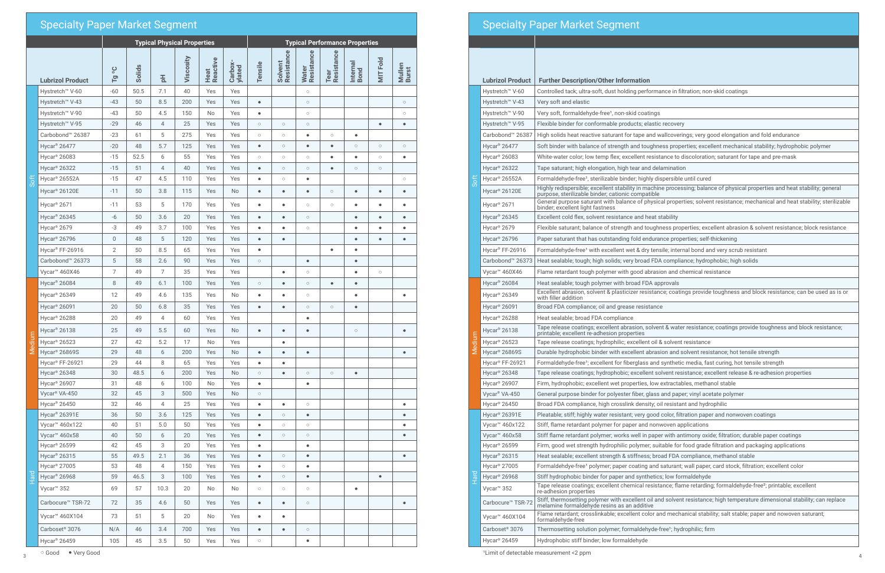## Specialty Paper Market Segment

| Segment | Lubrizol Product | Typical Physical Properties | | | | | | Typical Performance Properties | | | | | | |
|---|---|---|---|---|---|---|---|---|---|---|---|---|---|---|
| | | Tg °C | Solids | pH | Viscosity | Heat Reactive | Carboxylated | Tensile | Solvent Resistance | Water Resistance | Tear Resistance | Internal Bond | MIT Fold | Mullen Burst |
| Soft | Hystretch™ V-60 | -60 | 50.5 | 7.1 | 40 | Yes | Yes | | | ○ | | | | |
| Soft | Hystretch™ V-43 | -43 | 50 | 8.5 | 200 | Yes | Yes | ● | | ○ | | | | ○ |
| Soft | Hystretch™ V-90 | -43 | 50 | 4.5 | 150 | No | Yes | ● | | ○ | | | | ○ |
| Soft | Hystretch™ V-95 | -29 | 46 | 4 | 25 | Yes | Yes | ○ | ○ | ○ | | | ● | ● |
| Soft | Carbobond™ 26387 | -23 | 61 | 5 | 275 | Yes | Yes | ○ | ○ | ● | ○ | ● | | |
| Soft | Hycar® 26477 | -20 | 48 | 5.7 | 125 | Yes | Yes | ● | ○ | ● | ● | ○ | ○ | ○ |
| Soft | Hycar® 26083 | -15 | 52.5 | 6 | 55 | Yes | Yes | ○ | ○ | ○ | ● | ● | ○ | ● |
| Soft | Hycar® 26322 | -15 | 51 | 4 | 40 | Yes | Yes | ● | ○ | ○ | ● | ○ | ○ | |
| Soft | Hycar® 26552A | -15 | 47 | 4.5 | 110 | Yes | Yes | ● | ○ | ● | | | | ○ |
| Soft | Hycar® 26120E | -11 | 50 | 3.8 | 115 | Yes | No | ● | ● | ● | ○ | ● | ● | ● |
| Soft | Hycar® 2671 | -11 | 53 | 5 | 170 | Yes | Yes | ● | ● | ○ | ○ | ● | ● | ● |
| Soft | Hycar® 26345 | -6 | 50 | 3.6 | 20 | Yes | Yes | ● | ● | ○ | | ● | ● | ● |
| Soft | Hycar® 2679 | -3 | 49 | 3.7 | 100 | Yes | Yes | ● | ● | ○ | | ● | ● | ● |
| Soft | Hycar® 26796 | 0 | 48 | 5 | 120 | Yes | Yes | ● | ● | | | ● | ● | ● |
| Soft | Hycar® FF-26916 | 2 | 50 | 8.5 | 65 | Yes | Yes | ● | | | ● | ● | | |
| Soft | Carbobond™ 26373 | 5 | 58 | 2.6 | 90 | Yes | Yes | ○ | | ● | | ● | | |
| Soft | Vycar™ 460X46 | 7 | 49 | 7 | 35 | Yes | Yes | | ● | ○ | | ● | ○ | |
| Medium | Hycar® 26084 | 8 | 49 | 6.1 | 100 | Yes | Yes | ○ | ● | ○ | ● | ● | | |
| Medium | Hycar® 26349 | 12 | 49 | 4.6 | 135 | Yes | No | ● | ● | ○ | | ● | | ● |
| Medium | Hycar® 26091 | 20 | 50 | 6.8 | 35 | Yes | Yes | ● | ● | ○ | ○ | ● | | |
| Medium | Hycar® 26288 | 20 | 49 | 4 | 60 | Yes | Yes | | | ● | | | | |
| Medium | Hycar® 26138 | 25 | 49 | 5.5 | 60 | Yes | No | ● | ● | ● | | ○ | | ● |
| Medium | Hycar® 26523 | 27 | 42 | 5.2 | 17 | No | Yes | | ● | | | | | |
| Medium | Hycar® 26869S | 29 | 48 | 6 | 200 | Yes | No | ● | ● | ● | | | | ● |
| Medium | Hycar® FF-26921 | 29 | 44 | 8 | 65 | Yes | Yes | ● | ● | | | | | |
| Medium | Hycar® 26348 | 30 | 48.5 | 6 | 200 | Yes | No | ○ | ● | ○ | ○ | ● | | |
| Medium | Hycar® 26907 | 31 | 48 | 6 | 100 | No | Yes | ● | | ● | | | | |
| Medium | Vycar® VA-450 | 32 | 45 | 3 | 500 | Yes | No | ○ | | | | | | |
| Medium | Hycar® 26450 | 32 | 46 | 4 | 25 | Yes | Yes | ● | ● | ○ | | | | ● |
| Hard | Hycar® 26391E | 36 | 50 | 3.6 | 125 | Yes | Yes | ● | ○ | ● | | | | ● |
| Hard | Vycar™ 460x122 | 40 | 51 | 5.0 | 50 | Yes | Yes | ● | ○ | ○ | | | | ● |
| Hard | Vycar™ 460x58 | 40 | 50 | 6 | 20 | Yes | Yes | ● | ○ | ○ | | | | ● |
| Hard | Hycar® 26599 | 42 | 45 | 3 | 20 | Yes | Yes | ● | | ● | | | | |
| Hard | Hycar® 26315 | 55 | 49.5 | 2.1 | 36 | Yes | Yes | ● | ○ | ● | | | | ● |
| Hard | Hycar® 27005 | 53 | 48 | 4 | 150 | Yes | Yes | ● | ○ | ● | | | | |
| Hard | Hycar® 26968 | 59 | 46.5 | 3 | 100 | Yes | Yes | ● | ○ | ● | | | ● | |
| Hard | Vycar™ 352 | 69 | 57 | 10.3 | 20 | No | No | ○ | ○ | ○ | | ● | | |
| Hard | Carbocure™ TSR-72 | 72 | 35 | 4.6 | 50 | Yes | Yes | ● | ● | ○ | | | | ● |
| Hard | Vycar™ 460X104 | 73 | 51 | 5 | 20 | No | Yes | ● | ● | | | | | |
| Hard | Carboset® 3076 | N/A | 46 | 3.4 | 700 | Yes | Yes | ● | ● | ○ | | | | |
| Hard | Hycar® 26459 | 105 | 45 | 3.5 | 50 | Yes | Yes | ○ | | ● | | | | |

○ Good ● Very Good

## Specialty Paper Market Segment

| Segment | Lubrizol Product | Further Description/Other Information |
|---|---|---|
| Soft | Hystretch™ V-60 | Controlled tack; ultra-soft, dust holding performance in filtration; non-skid coatings |
| Soft | Hystretch™ V-43 | Very soft and elastic |
| Soft | Hystretch™ V-90 | Very soft, formaldehyde-free[1], non-skid coatings |
| Soft | Hystretch™ V-95 | Flexible binder for conformable products; elastic recovery |
| Soft | Carbobond™ 26387 | High solids heat reactive saturant for tape and wallcoverings; very good elongation and fold endurance |
| Soft | Hycar® 26477 | Soft binder with balance of strength and toughness properties; excellent mechanical stability; hydrophobic polymer |
| Soft | Hycar® 26083 | White-water color; low temp flex; excellent resistance to discoloration; saturant for tape and pre-mask |
| Soft | Hycar® 26322 | Tape saturant; high elongation, high tear and delamination |
| Soft | Hycar® 26552A | Formaldehyde-free[1], sterilizable binder; highly dispersible until cured |
| Soft | Hycar® 26120E | Highly redispersible; excellent stability in machine processing; balance of physical properties and heat stability; general purpose, sterilizable binder; cationic compatible |
| Soft | Hycar® 2671 | General purpose saturant with balance of physical properties; solvent resistance; mechanical and heat stability; sterilizable binder; excellent light fastness |
| Soft | Hycar® 26345 | Excellent cold flex, solvent resistance and heat stability |
| Soft | Hycar® 2679 | Flexible saturant; balance of strength and toughness properties; excellent abrasion & solvent resistance; block resistance |
| Soft | Hycar® 26796 | Paper saturant that has outstanding fold endurance properties; self-thickening |
| Soft | Hycar® FF-26916 | Formaldehyde-free[1] with excellent wet & dry tensile; internal bond and very scrub resistant |
| Soft | Carbobond™ 26373 | Heat sealable; tough; high solids; very broad FDA compliance; hydrophobic; high solids |
| Soft | Vycar™ 460X46 | Flame retardant tough polymer with good abrasion and chemical resistance |
| Medium | Hycar® 26084 | Heat sealable; tough polymer with broad FDA approvals |
| Medium | Hycar® 26349 | Excellent abrasion, solvent & plasticizer resistance; coatings provide toughness and block resistance; can be used as is or with filler addition |
| Medium | Hycar® 26091 | Broad FDA compliance; oil and grease resistance |
| Medium | Hycar® 26288 | Heat sealable; broad FDA compliance |
| Medium | Hycar® 26138 | Tape release coatings; excellent abrasion, solvent & water resistance; coatings provide toughness and block resistance; printable; excellent re-adhesion properties |
| Medium | Hycar® 26523 | Tape release coatings; hydrophilic; excellent oil & solvent resistance |
| Medium | Hycar® 26869S | Durable hydrophobic binder with excellent abrasion and solvent resistance; hot tensile strength |
| Medium | Hycar® FF-26921 | Formaldehyde-free[1]; excellent for fiberglass and synthetic media, fast curing, hot tensile strength |
| Medium | Hycar® 26348 | Tape release coatings; hydrophobic; excellent solvent resistance; excellent release & re-adhesion properties |
| Medium | Hycar® 26907 | Firm, hydrophobic; excellent wet properties, low extractables, methanol stable |
| Medium | Vycar® VA-450 | General purpose binder for polyester fiber, glass and paper; vinyl acetate polymer |
| Medium | Hycar® 26450 | Broad FDA compliance, high crosslink density; oil resistant and hydrophilic |
| Hard | Hycar® 26391E | Pleatable; stiff; highly water resistant; very good color, filtration paper and nonwoven coatings |
| Hard | Vycar™ 460x122 | Stiff, flame retardant polymer for paper and nonwoven applications |
| Hard | Vycar™ 460x58 | Stiff flame retardant polymer; works well in paper with antimony oxide; filtration; durable paper coatings |
| Hard | Hycar® 26599 | Firm, good wet strength hydrophilic polymer; suitable for food grade filtration and packaging applications |
| Hard | Hycar® 26315 | Heat sealable; excellent strength & stiffness; broad FDA compliance, methanol stable |
| Hard | Hycar® 27005 | Formaldehyde-free[1] polymer; paper coating and saturant; wall paper, card stock, filtration; excellent color |
| Hard | Hycar® 26968 | Stiff hydrophobic binder for paper and synthetics; low formaldehyde |
| Hard | Vycar™ 352 | Tape release coatings; excellent chemical resistance; flame retarding; formaldehyde-free[2]; printable; excellent re-adhesion properties |
| Hard | Carbocure™ TSR-72 | Stiff, thermosetting polymer with excellent oil and solvent resistance; high temperature dimensional stability; can replace melamine formaldehyde resins as an additive |
| Hard | Vycar™ 460X104 | Flame retardant; crosslinkable; excellent color and mechanical stability; salt stable; paper and nonwoven saturant; formaldehyde-free |
| Hard | Carboset® 3076 | Thermosetting solution polymer; formaldehyde-free[1]; hydrophilic; firm |
| Hard | Hycar® 26459 | Hydrophobic stiff binder; low formaldehyde |

[1]Limit of detectable measurement <2 ppm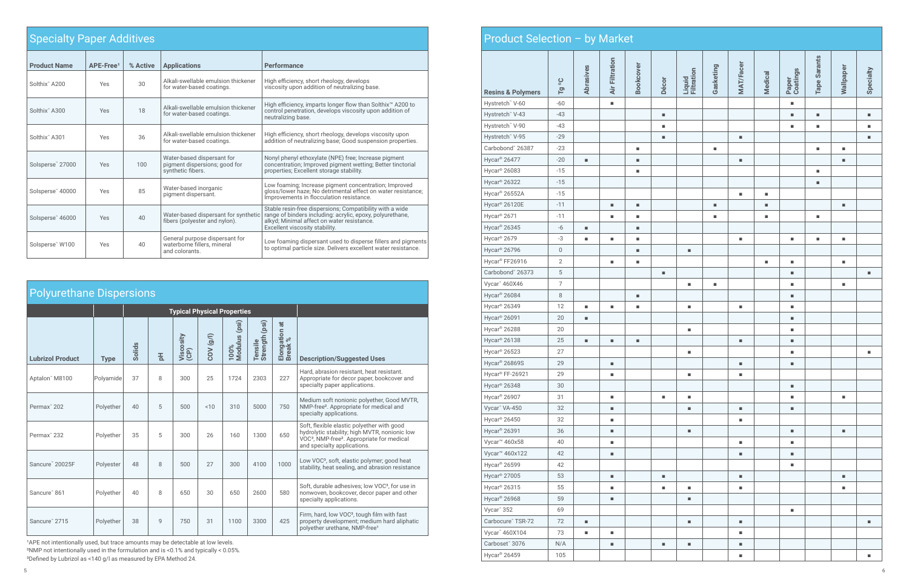## Specialty Paper Additives

| Product Name | APE-Free[1] | % Active | Applications | Performance |
|---|---|---|---|---|
| Solthix™ A200 | Yes | 30 | Alkali-swellable emulsion thickener for water-based coatings. | High efficiency, short rheology, develops viscosity upon addition of neutralizing base. |
| Solthix™ A300 | Yes | 18 | Alkali-swellable emulsion thickener for water-based coatings. | High efficiency, imparts longer flow than Solthix™ A200 to control penetration, develops viscosity upon addition of neutralizing base. |
| Solthix™ A301 | Yes | 36 | Alkali-swellable emulsion thickener for water-based coatings. | High efficiency, short rheology, develops viscosity upon addition of neutralizing base; Good suspension properties. |
| Solsperse™ 27000 | Yes | 100 | Water-based dispersant for pigment dispersions; good for synthetic fibers. | Nonyl phenyl ethoxylate (NPE) free; Increase pigment concentration; Improved pigment wetting; Better tinctorial properties; Excellent storage stability. |
| Solsperse™ 40000 | Yes | 85 | Water-based inorganic pigment dispersant. | Low foaming; Increase pigment concentration; Improved gloss/lower haze; No detrimental effect on water resistance; Improvements in flocculation resistance. |
| Solsperse™ 46000 | Yes | 40 | Water-based dispersant for synthetic fibers (polyester and nylon). | Stable resin-free dispersions; Compatibility with a wide range of binders including: acrylic, epoxy, polyurethane, alkyd; Minimal affect on water resistance. Excellent viscosity stability. |
| Solsperse™ W100 | Yes | 40 | General purpose dispersant for waterborne fillers, mineral and colorants. | Low foaming dispersant used to disperse fillers and pigments to optimal particle size. Delivers excellent water resistance. |

## Polyurethane Dispersions

| | | Typical Physical Properties | | | | | | | |
|---|---|---|---|---|---|---|---|---|---|
| **Lubrizol Product** | **Type** | **Solids** | **pH** | **Viscosity (CP)** | **COV (g/l)** | **100% Modulus (psi)** | **Tensile Strength (psi)** | **Elongation at Break %** | **Description/Suggested Uses** |
| Aptalon™ M8100 | Polyamide | 37 | 8 | 300 | 25 | 1724 | 2303 | 227 | Hard, abrasion resistant, heat resistant. Appropriate for decor paper, bookcover and specialty paper applications. |
| Permax™ 202 | Polyether | 40 | 5 | 500 | <10 | 310 | 5000 | 750 | Medium soft nonionic polyether, Good MVTR, NMP-free[2]. Appropriate for medical and specialty applications. |
| Permax™ 232 | Polyether | 35 | 5 | 300 | 26 | 160 | 1300 | 650 | Soft, flexible elastic polyether with good hydrolytic stability; high MVTR, nonionic low VOC[3], NMP-free[2]. Appropriate for medical and specialty applications. |
| Sancure™ 20025F | Polyester | 48 | 8 | 500 | 27 | 300 | 4100 | 1000 | Low VOC[3], soft, elastic polymer; good heat stability, heat sealing, and abrasion resistance |
| Sancure™ 861 | Polyether | 40 | 8 | 650 | 30 | 650 | 2600 | 580 | Soft, durable adhesives; low VOC[3], for use in nonwoven, bookcover, decor paper and other specialty applications. |
| Sancure™ 2715 | Polyether | 38 | 9 | 750 | 31 | 1100 | 3300 | 425 | Firm, hard, low VOC[3], tough film with fast property development; medium hard aliphatic polyether urethane, NMP-free[1] |

[1]APE not intentionally used, but trace amounts may be detectable at low levels.
[2]NMP not intentionally used in the formulation and is <0.1% and typically < 0.05%.
[3]Defined by Lubrizol as <140 g/l as measured by EPA Method 24.

## Product Selection – by Market

| Resins & Polymers | Tg °C | Abrasives | Air Filtration | Bookcover | Décor | Liquid Filtration | Gasketing | MAT/Facer | Medical | Paper Coatings | Tape Sarants | Wallpaper | Specialty |
|---|---|---|---|---|---|---|---|---|---|---|---|---|---|
| Hystretch™ V-60 | -60 | | ■ | | | | | | | ■ | | | |
| Hystretch™ V-43 | -43 | | | | ■ | | | | | ■ | ■ | | ■ |
| Hystretch™ V-90 | -43 | | | | ■ | | | | | ■ | ■ | | ■ |
| Hystretch™ V-95 | -29 | | | | ■ | | | ■ | | | | | ■ |
| Carbobond™ 26387 | -23 | | | ■ | | | ■ | | | | ■ | ■ | |
| Hycar® 26477 | -20 | ■ | | ■ | | | | ■ | | | | ■ | |
| Hycar® 26083 | -15 | | | ■ | | | | | | | ■ | | |
| Hycar® 26322 | -15 | | | | | | | | | | ■ | | |
| Hycar® 26552A | -15 | | | | | | | ■ | ■ | | | | |
| Hycar® 26120E | -11 | | ■ | ■ | | | ■ | | ■ | | | ■ | |
| Hycar® 2671 | -11 | | ■ | ■ | | | ■ | | ■ | | ■ | | |
| Hycar® 26345 | -6 | ■ | | ■ | | | | | | | | | |
| Hycar® 2679 | -3 | ■ | ■ | ■ | | | | ■ | | ■ | ■ | ■ | |
| Hycar® 26796 | 0 | | | ■ | | ■ | | | | | | | |
| Hycar® FF26916 | 2 | | ■ | ■ | | | | | ■ | ■ | | ■ | |
| Carbobond™ 26373 | 5 | | | | ■ | | | | | ■ | | | ■ |
| Vycar™ 460X46 | 7 | | | | | ■ | ■ | | | ■ | | ■ | |
| Hycar® 26084 | 8 | | | ■ | | | | | | ■ | | | |
| Hycar® 26349 | 12 | ■ | ■ | ■ | | ■ | | ■ | | ■ | | | |
| Hycar® 26091 | 20 | ■ | | | | | | | | ■ | | | |
| Hycar® 26288 | 20 | | | | | ■ | | | | ■ | | | |
| Hycar® 26138 | 25 | ■ | ■ | ■ | | | | ■ | | ■ | | | |
| Hycar® 26523 | 27 | | | | | ■ | | | | ■ | | | ■ |
| Hycar® 26869S | 29 | | ■ | | | | | ■ | | ■ | | | |
| Hycar® FF-26921 | 29 | | ■ | | | ■ | | ■ | | | | | |
| Hycar® 26348 | 30 | | | | | | | | | ■ | | | |
| Hycar® 26907 | 31 | | ■ | | ■ | ■ | | | | ■ | | ■ | |
| Vycar™ VA-450 | 32 | | ■ | | | ■ | | ■ | | ■ | | | |
| Hycar® 26450 | 32 | | ■ | | | | | ■ | | | | | |
| Hycar® 26391 | 36 | | ■ | | | ■ | | | | ■ | | ■ | |
| Vycar™ 460x58 | 40 | | ■ | | | | | ■ | | ■ | | | |
| Vycar™ 460x122 | 42 | | ■ | | | | | ■ | | ■ | | | |
| Hycar® 26599 | 42 | | ■ | | | | | | | ■ | | | |
| Hycar® 27005 | 53 | | ■ | | ■ | | | ■ | | | | ■ | |
| Hycar® 26315 | 55 | | ■ | | ■ | ■ | | ■ | | | | ■ | |
| Hycar® 26968 | 59 | | ■ | | | ■ | | | | | | | |
| Vycar™ 352 | 69 | | | | | | | | | ■ | | | |
| Carbocure™ TSR-72 | 72 | ■ | | | | ■ | | ■ | | | | | ■ |
| Vycar™ 460X104 | 73 | ■ | ■ | | | | | ■ | | | | | |
| Carboset™ 3076 | N/A | | ■ | | ■ | ■ | | ■ | | | | | |
| Hycar® 26459 | 105 | | | | | | | ■ | | | | | ■ |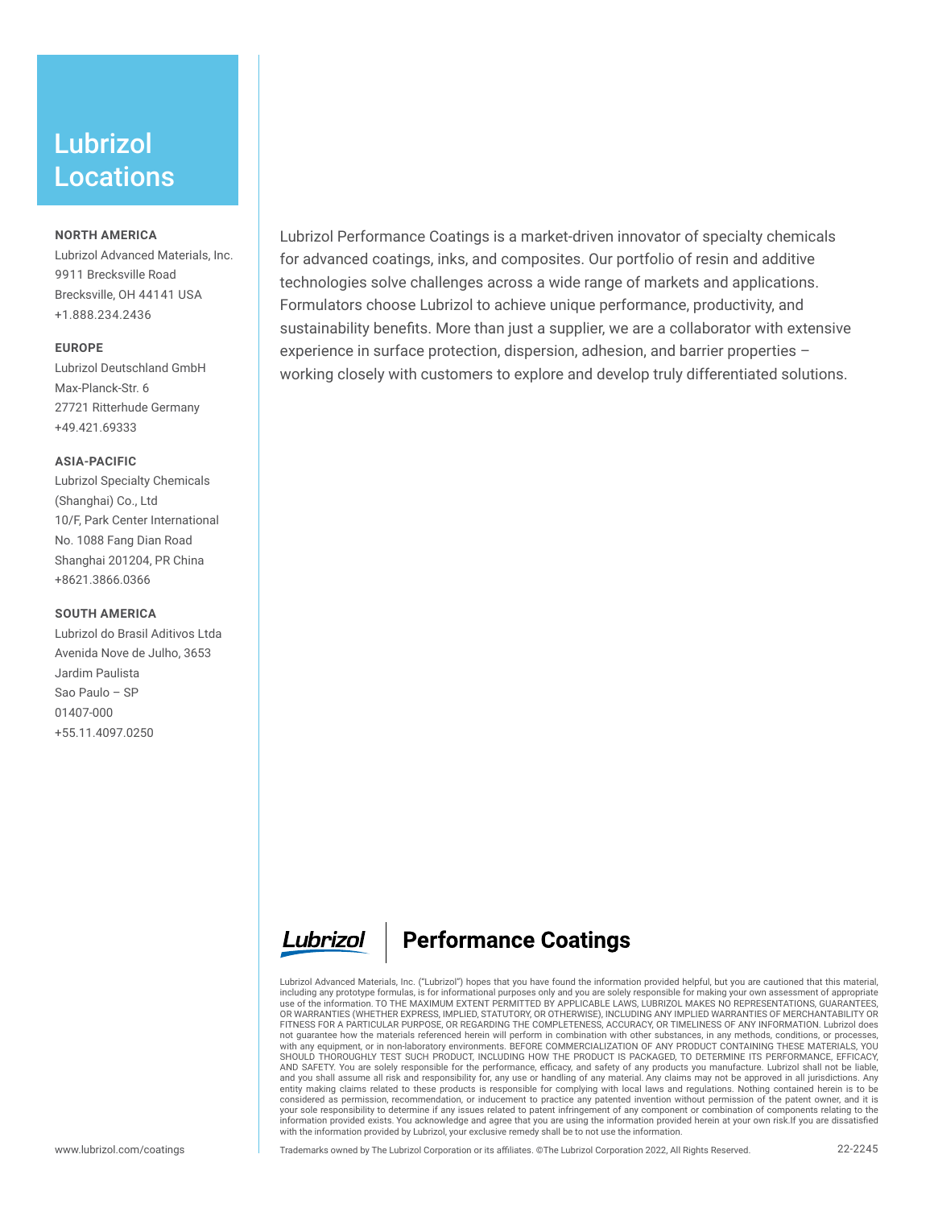# Lubrizol Locations

**NORTH AMERICA**
Lubrizol Advanced Materials, Inc.
9911 Brecksville Road
Brecksville, OH 44141 USA
+1.888.234.2436

**EUROPE**
Lubrizol Deutschland GmbH
Max-Planck-Str. 6
27721 Ritterhude Germany
+49.421.69333

**ASIA-PACIFIC**
Lubrizol Specialty Chemicals (Shanghai) Co., Ltd
10/F, Park Center International
No. 1088 Fang Dian Road
Shanghai 201204, PR China
+8621.3866.0366

**SOUTH AMERICA**
Lubrizol do Brasil Aditivos Ltda
Avenida Nove de Julho, 3653
Jardim Paulista
Sao Paulo – SP
01407-000
+55.11.4097.0250

www.lubrizol.com/coatings

Lubrizol Performance Coatings is a market-driven innovator of specialty chemicals for advanced coatings, inks, and composites. Our portfolio of resin and additive technologies solve challenges across a wide range of markets and applications. Formulators choose Lubrizol to achieve unique performance, productivity, and sustainability benefits. More than just a supplier, we are a collaborator with extensive experience in surface protection, dispersion, adhesion, and barrier properties – working closely with customers to explore and develop truly differentiated solutions.

**Lubrizol | Performance Coatings**

Lubrizol Advanced Materials, Inc. ("Lubrizol") hopes that you have found the information provided helpful, but you are cautioned that this material, including any prototype formulas, is for informational purposes only and you are solely responsible for making your own assessment of appropriate use of the information. TO THE MAXIMUM EXTENT PERMITTED BY APPLICABLE LAWS, LUBRIZOL MAKES NO REPRESENTATIONS, GUARANTEES, OR WARRANTIES (WHETHER EXPRESS, IMPLIED, STATUTORY, OR OTHERWISE), INCLUDING ANY IMPLIED WARRANTIES OF MERCHANTABILITY OR FITNESS FOR A PARTICULAR PURPOSE, OR REGARDING THE COMPLETENESS, ACCURACY, OR TIMELINESS OF ANY INFORMATION. Lubrizol does not guarantee how the materials referenced herein will perform in combination with other substances, in any methods, conditions, or processes, with any equipment, or in non-laboratory environments. BEFORE COMMERCIALIZATION OF ANY PRODUCT CONTAINING THESE MATERIALS, YOU SHOULD THOROUGHLY TEST SUCH PRODUCT, INCLUDING HOW THE PRODUCT IS PACKAGED, TO DETERMINE ITS PERFORMANCE, EFFICACY, AND SAFETY. You are solely responsible for the performance, efficacy, and safety of any products you manufacture. Lubrizol shall not be liable, and you shall assume all risk and responsibility for, any use or handling of any material. Any claims may not be approved in all jurisdictions. Any entity making claims related to these products is responsible for complying with local laws and regulations. Nothing contained herein is to be considered as permission, recommendation, or inducement to practice any patented invention without permission of the patent owner, and it is your sole responsibility to determine if any issues related to patent infringement of any component or combination of components relating to the information provided exists. You acknowledge and agree that you are using the information provided herein at your own risk.If you are dissatisfied with the information provided by Lubrizol, your exclusive remedy shall be to not use the information.

Trademarks owned by The Lubrizol Corporation or its affiliates. ©The Lubrizol Corporation 2022, All Rights Reserved.

22-2245